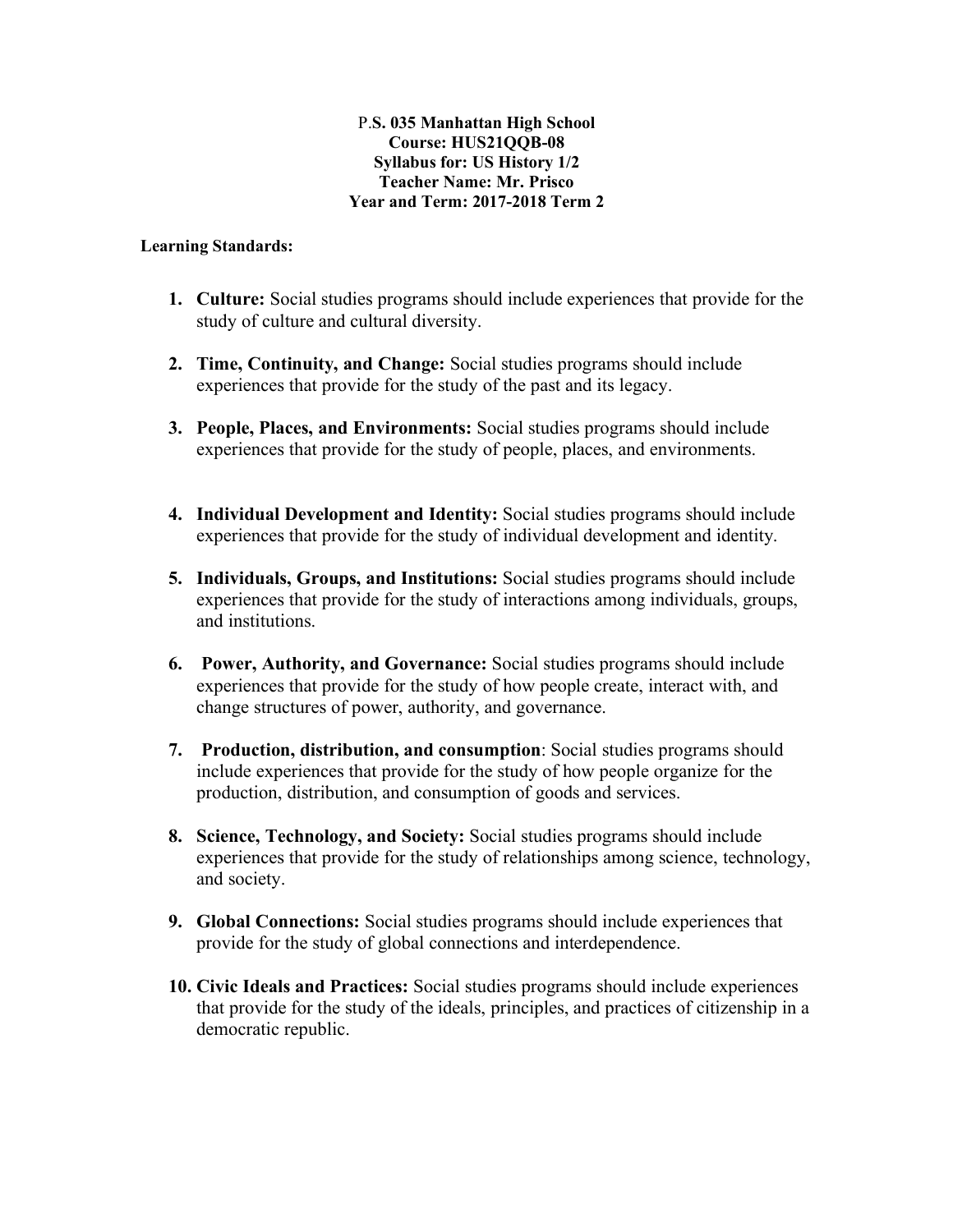**P.S. 035 Manhattan High School**
**Course: HUS21QQB-08**
**Syllabus for: US History 1/2**
**Teacher Name: Mr. Prisco**
**Year and Term: 2017-2018 Term 2**

**Learning Standards:**

1. **Culture:** Social studies programs should include experiences that provide for the study of culture and cultural diversity.

2. **Time, Continuity, and Change:** Social studies programs should include experiences that provide for the study of the past and its legacy.

3. **People, Places, and Environments:** Social studies programs should include experiences that provide for the study of people, places, and environments.

4. **Individual Development and Identity:** Social studies programs should include experiences that provide for the study of individual development and identity.

5. **Individuals, Groups, and Institutions:** Social studies programs should include experiences that provide for the study of interactions among individuals, groups, and institutions.

6. **Power, Authority, and Governance:** Social studies programs should include experiences that provide for the study of how people create, interact with, and change structures of power, authority, and governance.

7. **Production, distribution, and consumption**: Social studies programs should include experiences that provide for the study of how people organize for the production, distribution, and consumption of goods and services.

8. **Science, Technology, and Society:** Social studies programs should include experiences that provide for the study of relationships among science, technology, and society.

9. **Global Connections:** Social studies programs should include experiences that provide for the study of global connections and interdependence.

10. **Civic Ideals and Practices:** Social studies programs should include experiences that provide for the study of the ideals, principles, and practices of citizenship in a democratic republic.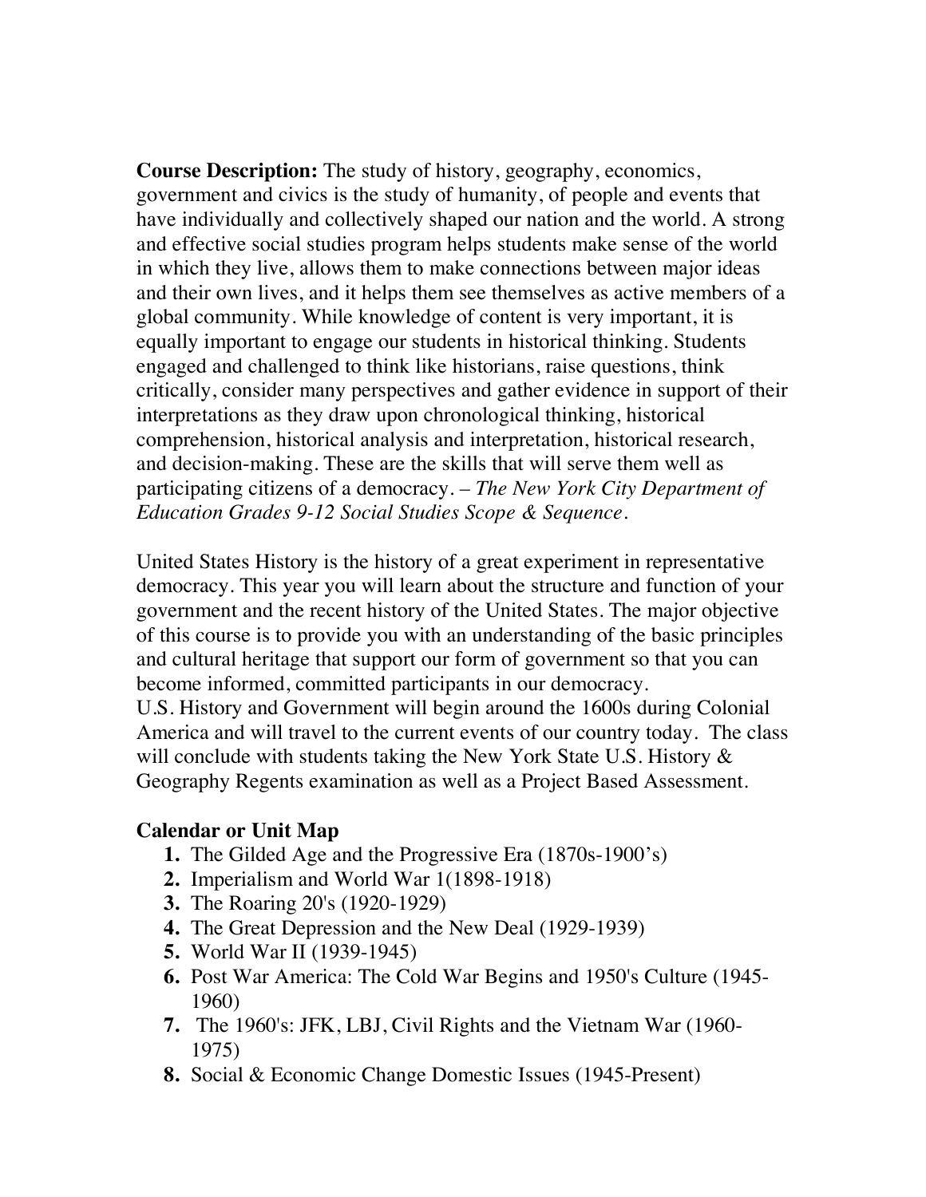**Course Description:** The study of history, geography, economics, government and civics is the study of humanity, of people and events that have individually and collectively shaped our nation and the world. A strong and effective social studies program helps students make sense of the world in which they live, allows them to make connections between major ideas and their own lives, and it helps them see themselves as active members of a global community. While knowledge of content is very important, it is equally important to engage our students in historical thinking. Students engaged and challenged to think like historians, raise questions, think critically, consider many perspectives and gather evidence in support of their interpretations as they draw upon chronological thinking, historical comprehension, historical analysis and interpretation, historical research, and decision-making. These are the skills that will serve them well as participating citizens of a democracy. – *The New York City Department of Education Grades 9-12 Social Studies Scope & Sequence*.

United States History is the history of a great experiment in representative democracy. This year you will learn about the structure and function of your government and the recent history of the United States. The major objective of this course is to provide you with an understanding of the basic principles and cultural heritage that support our form of government so that you can become informed, committed participants in our democracy.
U.S. History and Government will begin around the 1600s during Colonial America and will travel to the current events of our country today. The class will conclude with students taking the New York State U.S. History & Geography Regents examination as well as a Project Based Assessment.

**Calendar or Unit Map**

1. The Gilded Age and the Progressive Era (1870s-1900's)
2. Imperialism and World War 1(1898-1918)
3. The Roaring 20's (1920-1929)
4. The Great Depression and the New Deal (1929-1939)
5. World War II (1939-1945)
6. Post War America: The Cold War Begins and 1950's Culture (1945-1960)
7. The 1960's: JFK, LBJ, Civil Rights and the Vietnam War (1960-1975)
8. Social & Economic Change Domestic Issues (1945-Present)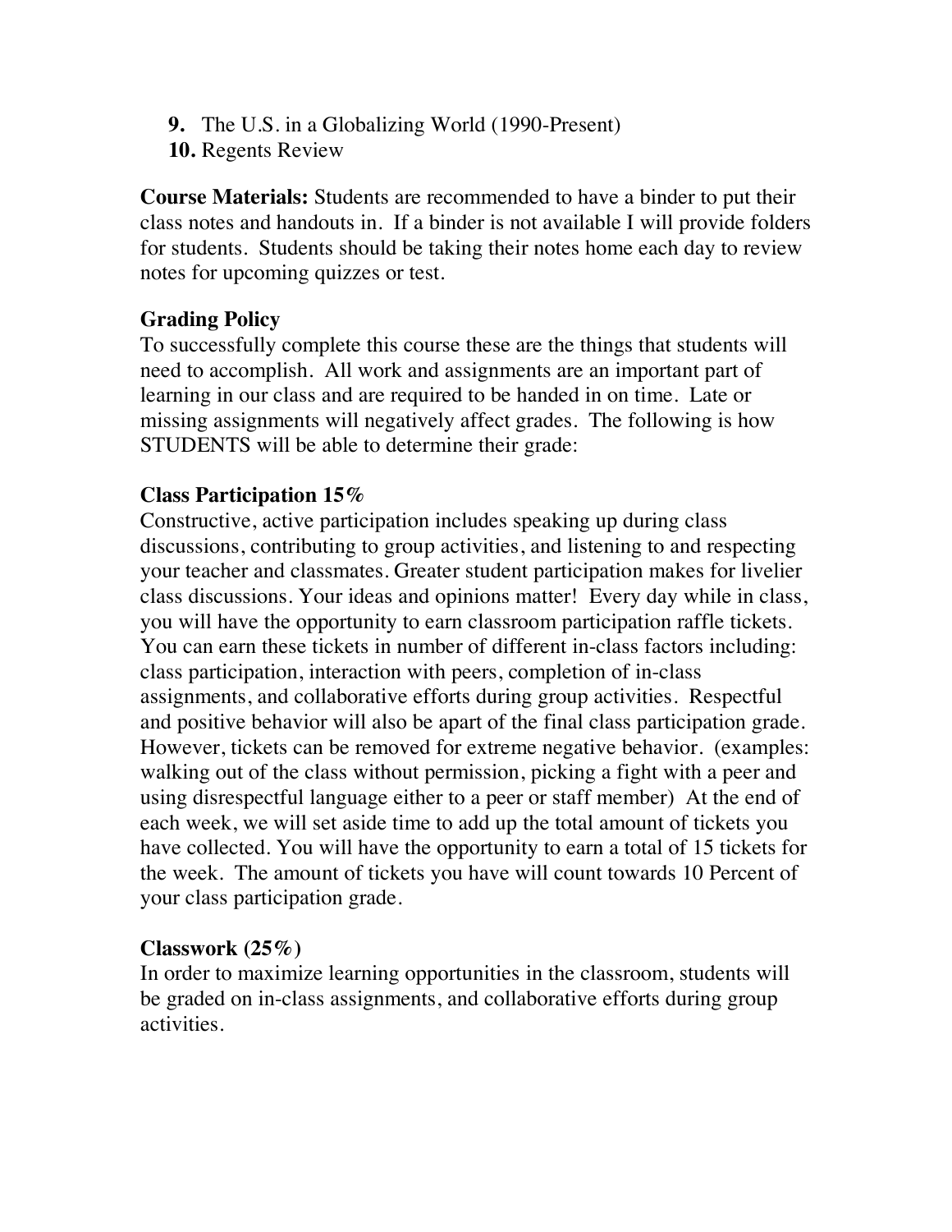9. The U.S. in a Globalizing World (1990-Present)
10. Regents Review

**Course Materials:** Students are recommended to have a binder to put their class notes and handouts in. If a binder is not available I will provide folders for students. Students should be taking their notes home each day to review notes for upcoming quizzes or test.

**Grading Policy**

To successfully complete this course these are the things that students will need to accomplish. All work and assignments are an important part of learning in our class and are required to be handed in on time. Late or missing assignments will negatively affect grades. The following is how STUDENTS will be able to determine their grade:

**Class Participation 15%**

Constructive, active participation includes speaking up during class discussions, contributing to group activities, and listening to and respecting your teacher and classmates. Greater student participation makes for livelier class discussions. Your ideas and opinions matter! Every day while in class, you will have the opportunity to earn classroom participation raffle tickets. You can earn these tickets in number of different in-class factors including: class participation, interaction with peers, completion of in-class assignments, and collaborative efforts during group activities. Respectful and positive behavior will also be apart of the final class participation grade. However, tickets can be removed for extreme negative behavior. (examples: walking out of the class without permission, picking a fight with a peer and using disrespectful language either to a peer or staff member) At the end of each week, we will set aside time to add up the total amount of tickets you have collected. You will have the opportunity to earn a total of 15 tickets for the week. The amount of tickets you have will count towards 10 Percent of your class participation grade.

**Classwork (25%)**

In order to maximize learning opportunities in the classroom, students will be graded on in-class assignments, and collaborative efforts during group activities.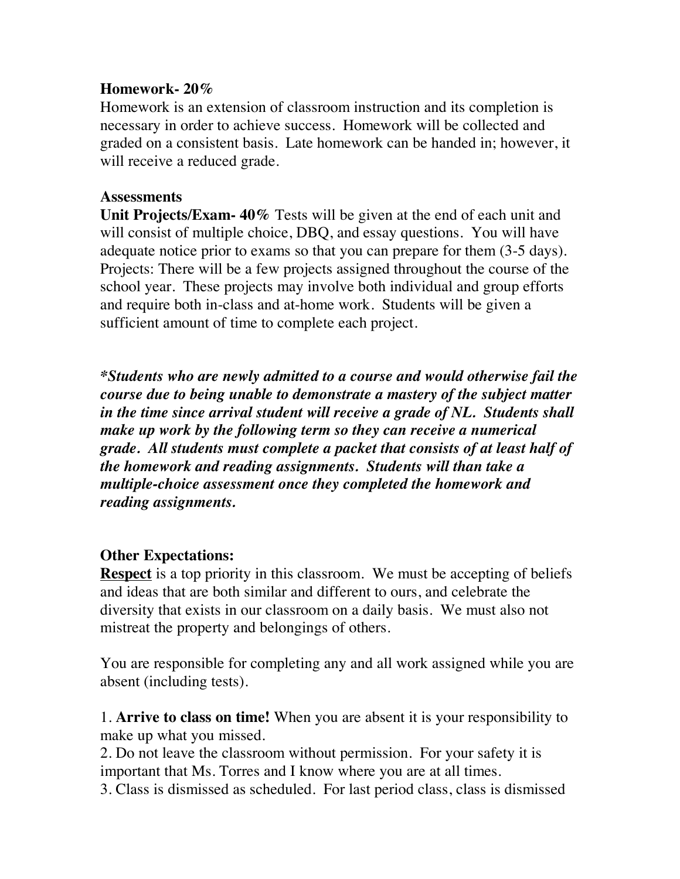**Homework- 20%**
Homework is an extension of classroom instruction and its completion is necessary in order to achieve success. Homework will be collected and graded on a consistent basis. Late homework can be handed in; however, it will receive a reduced grade.

**Assessments**
**Unit Projects/Exam- 40%** Tests will be given at the end of each unit and will consist of multiple choice, DBQ, and essay questions. You will have adequate notice prior to exams so that you can prepare for them (3-5 days). Projects: There will be a few projects assigned throughout the course of the school year. These projects may involve both individual and group efforts and require both in-class and at-home work. Students will be given a sufficient amount of time to complete each project.

***Students who are newly admitted to a course and would otherwise fail the course due to being unable to demonstrate a mastery of the subject matter in the time since arrival student will receive a grade of NL. Students shall make up work by the following term so they can receive a numerical grade. All students must complete a packet that consists of at least half of the homework and reading assignments. Students will than take a multiple-choice assessment once they completed the homework and reading assignments.***

**Other Expectations:**
**<u>Respect</u>** is a top priority in this classroom. We must be accepting of beliefs and ideas that are both similar and different to ours, and celebrate the diversity that exists in our classroom on a daily basis. We must also not mistreat the property and belongings of others.

You are responsible for completing any and all work assigned while you are absent (including tests).

1. **Arrive to class on time!** When you are absent it is your responsibility to make up what you missed.
2. Do not leave the classroom without permission. For your safety it is important that Ms. Torres and I know where you are at all times.
3. Class is dismissed as scheduled. For last period class, class is dismissed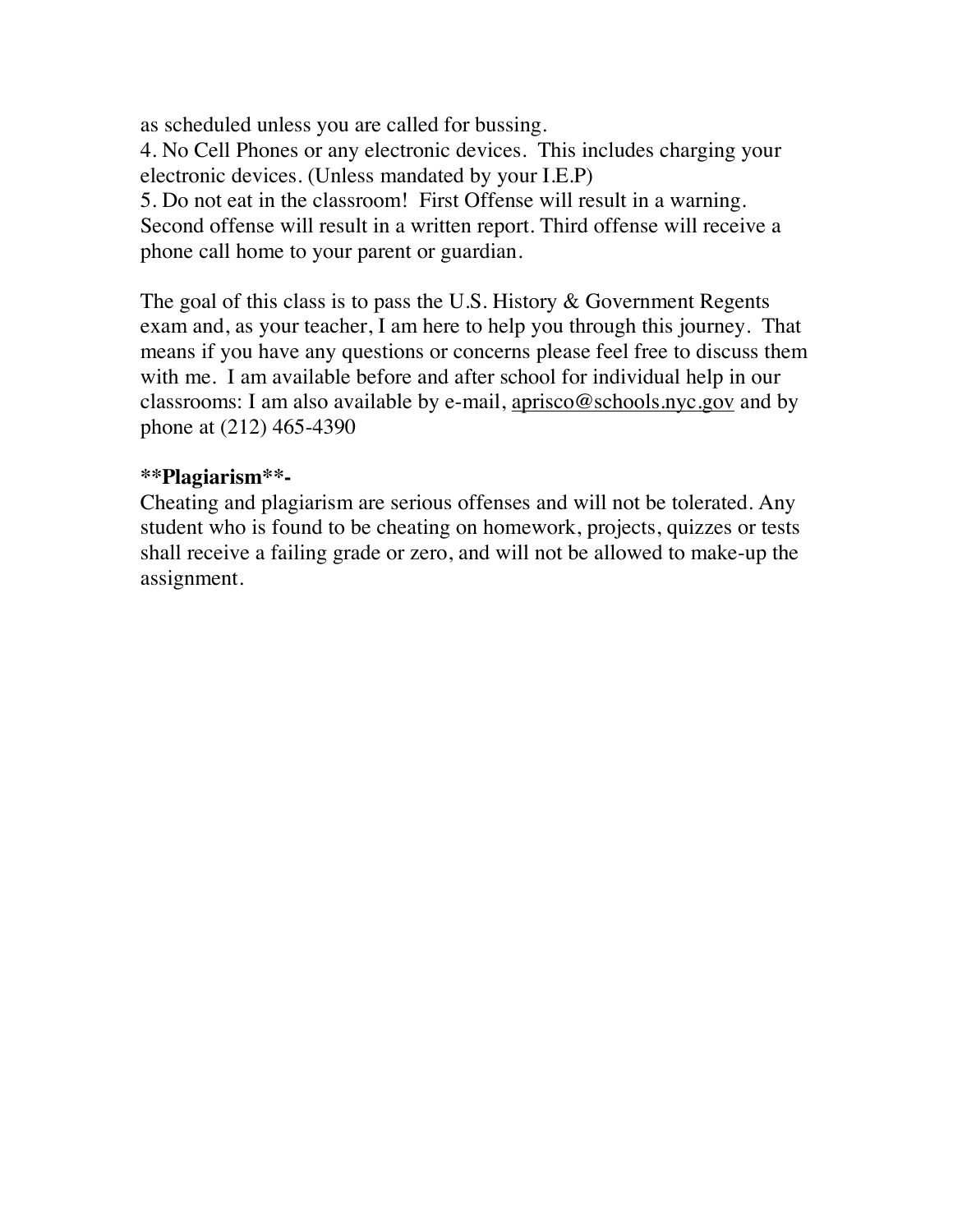as scheduled unless you are called for bussing.

4. No Cell Phones or any electronic devices. This includes charging your electronic devices. (Unless mandated by your I.E.P)

5. Do not eat in the classroom! First Offense will result in a warning. Second offense will result in a written report. Third offense will receive a phone call home to your parent or guardian.

The goal of this class is to pass the U.S. History & Government Regents exam and, as your teacher, I am here to help you through this journey. That means if you have any questions or concerns please feel free to discuss them with me. I am available before and after school for individual help in our classrooms: I am also available by e-mail, aprisco@schools.nyc.gov and by phone at (212) 465-4390

**\*\*Plagiarism\*\*-**

Cheating and plagiarism are serious offenses and will not be tolerated. Any student who is found to be cheating on homework, projects, quizzes or tests shall receive a failing grade or zero, and will not be allowed to make-up the assignment.